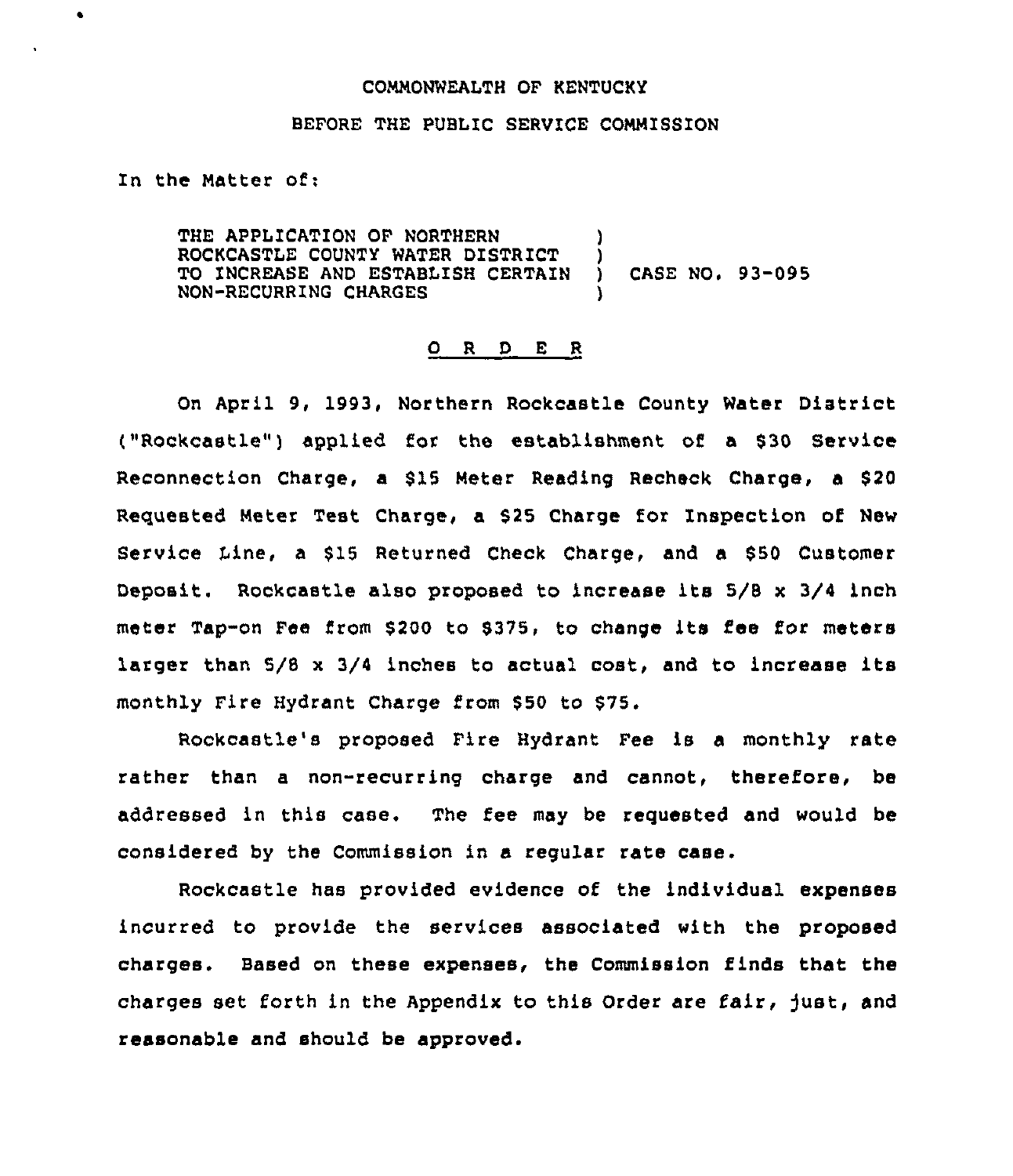COMMONWEALTH OF KENTUCKY

BEFORE THE PUBLIC SERVICE COMMISSION

In the Matter of:

THE APPLICATION OF NORTHERN ROCKCASTLE COUNTY WATER DISTRICT TO INCREASE AND ESTABLISH CERTAIN NON-RECURRING CHARGES ) CASE NO. 93-095

O R D E R

On April 9, 1993, Northern Rockcastle County Water District ("Rockcastle") applied for the establishment of a $30 Service Reconnection Charge, a $15 Meter Reading Recheck Charge, a $20 Requested Meter Test Charge, a $25 Charge for Inspection of New Service Line, a $15 Returned Check Charge, and a $50 Customer Deposit. Rockcastle also proposed to increase its 5/8 x 3/4 inch meter Tap-on Fee from $200 to $375, to change its fee for meters larger than 5/8 x 3/4 inches to actual cost, and to increase its monthly Fire Hydrant Charge from $50 to $75.

Rockcastle's proposed Fire Hydrant Fee is a monthly rate rather than a non-recurring charge and cannot, therefore, be addressed in this case. The fee may be requested and would be considered by the Commission in a regular rate case.

Rockcastle has provided evidence of the individual expenses incurred to provide the services associated with the proposed charges. Based on these expenses, the Commission finds that the charges set forth in the Appendix to this Order are fair, just, and reasonable and should be approved.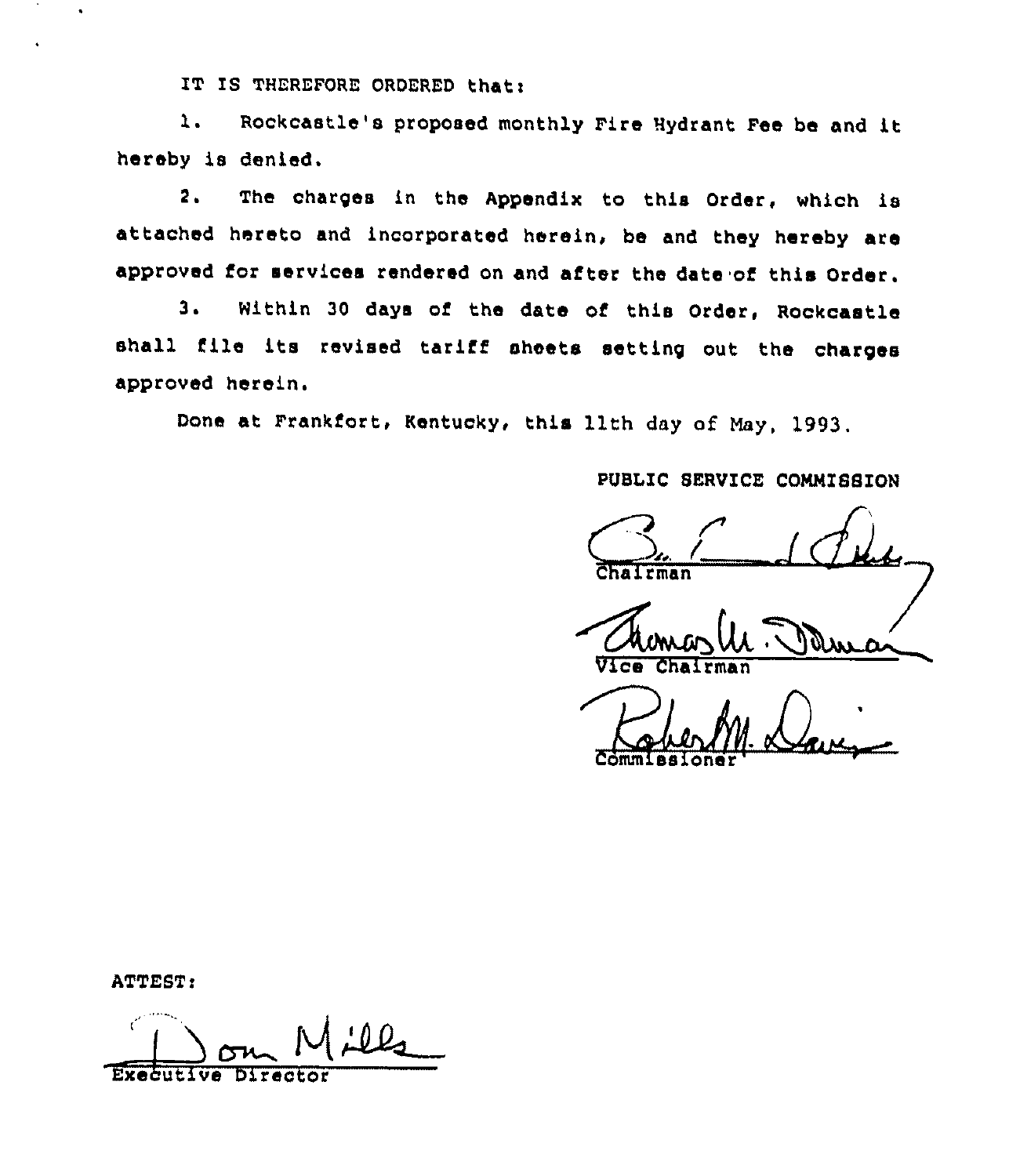IT IS THEREFORE ORDERED that:

1. Rockcastle's proposed monthly Fire Hydrant Fee be and it hereby is denied.

2. The charges in the Appendix to this Order, which is attached hereto and incorporated herein, be and they hereby are approved for services rendered on and after the date of this Order.

3. Within 30 days of the date of this Order, Rockcastle shall file its revised tariff sheets setting out the charges approved herein.

Done at Frankfort, Kentucky, this 11th day of May, 1993.

PUBLIC SERVICE COMMISSION

Chairman

Vice Chairman

Commissioner

ATTEST:

Executive Director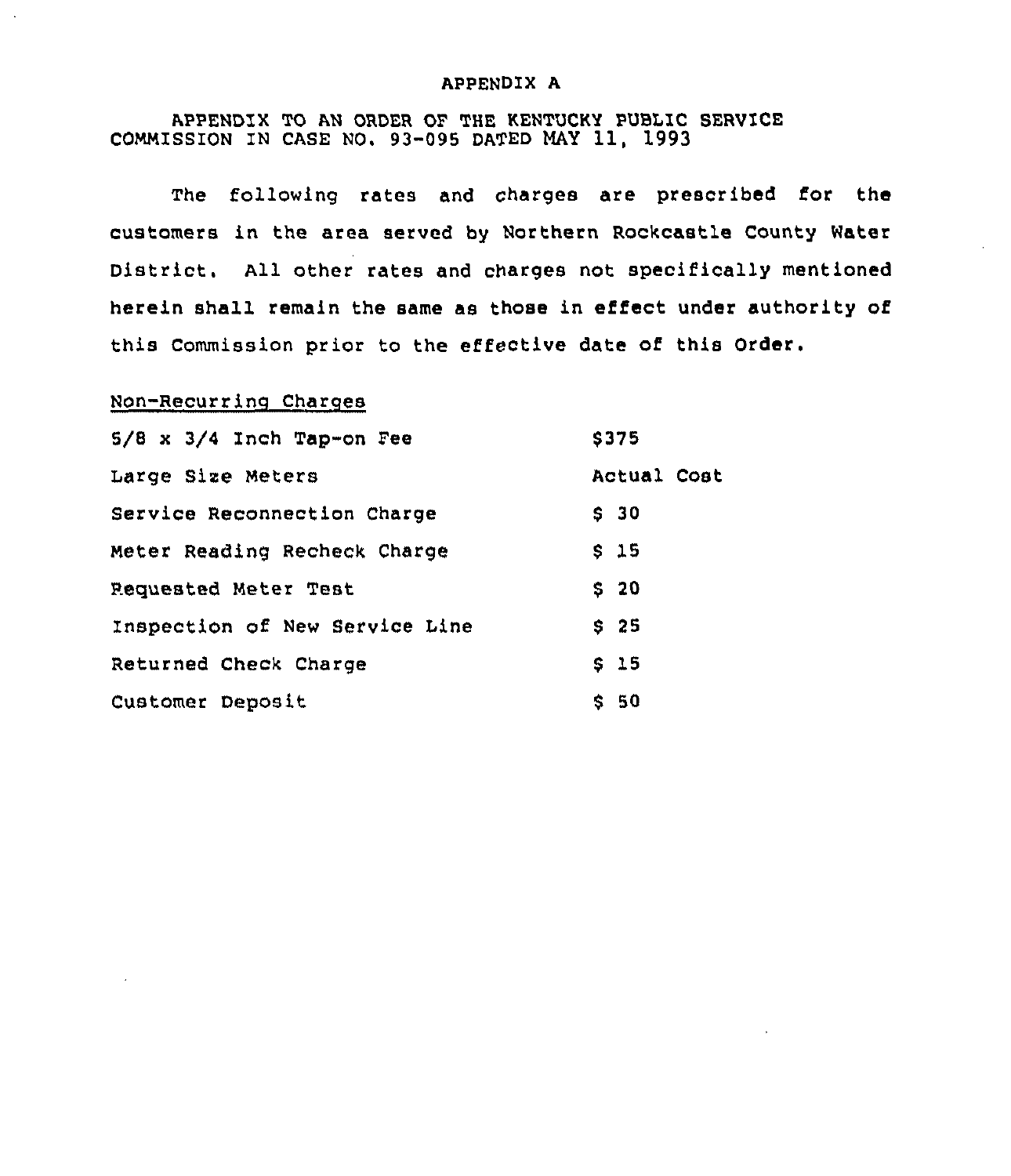# APPENDIX A

APPENDIX TO AN ORDER OF THE KENTUCKY PUBLIC SERVICE COMMISSION IN CASE NO. 93-095 DATED MAY 11, 1993

The following rates and charges are prescribed for the customers in the area served by Northern Rockcastle County Water District. All other rates and charges not specifically mentioned herein shall remain the same as those in effect under authority of this Commission prior to the effective date of this Order.

Non-Recurring Charges

| | |
|---|---|
| 5/8 x 3/4 Inch Tap-on Fee | $375 |
| Large Size Meters | Actual Cost |
| Service Reconnection Charge | $ 30 |
| Meter Reading Recheck Charge | $ 15 |
| Requested Meter Test | $ 20 |
| Inspection of New Service Line | $ 25 |
| Returned Check Charge | $ 15 |
| Customer Deposit | $ 50 |